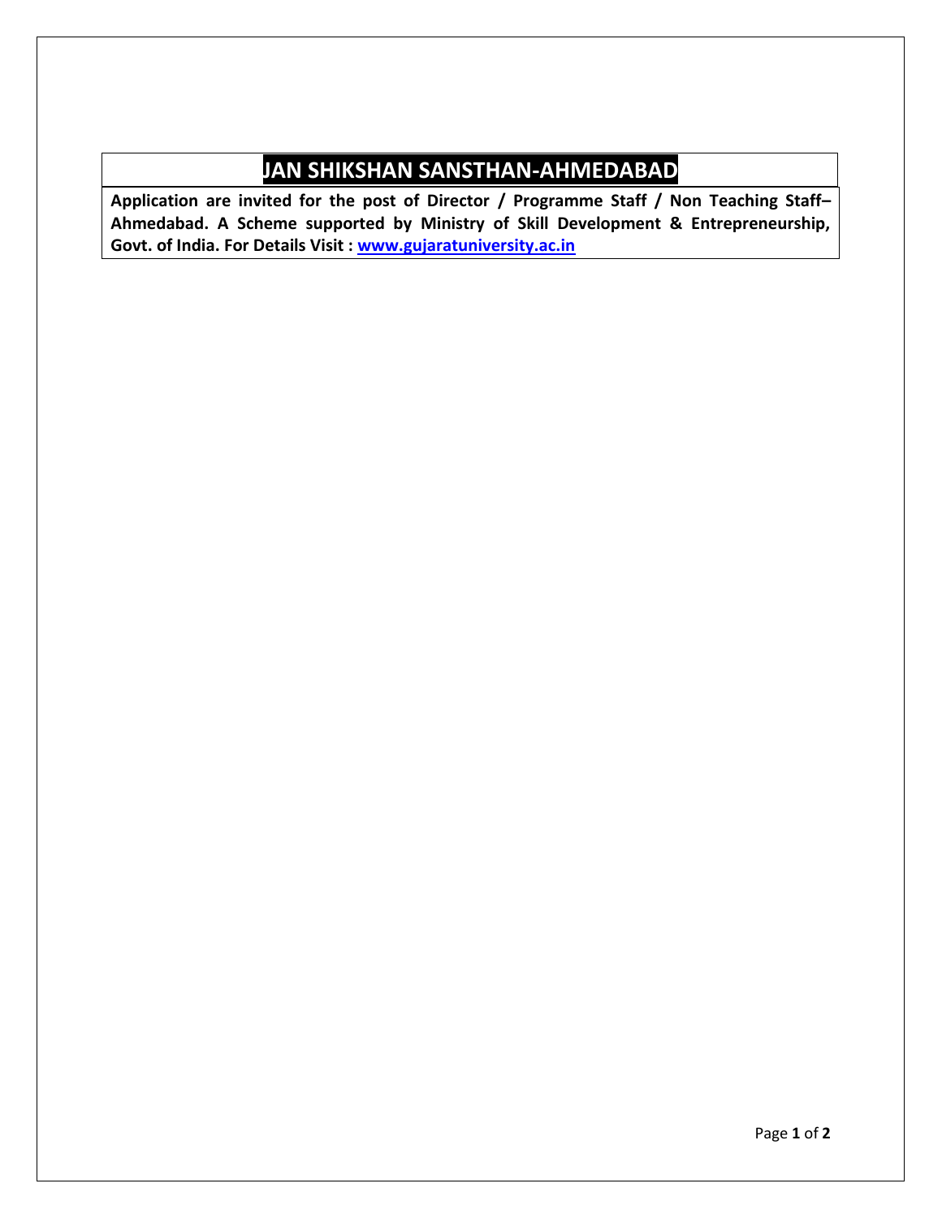# JAN SHIKSHAN SANSTHAN-AHMEDABAD

**Application are invited for the post of Director / Programme Staff / Non Teaching Staff– Ahmedabad. A Scheme supported by Ministry of Skill Development & Entrepreneurship, Govt. of India. For Details Visit : [www.gujaratuniversity.ac.in](http://www.gujaratuniversity.ac.in)**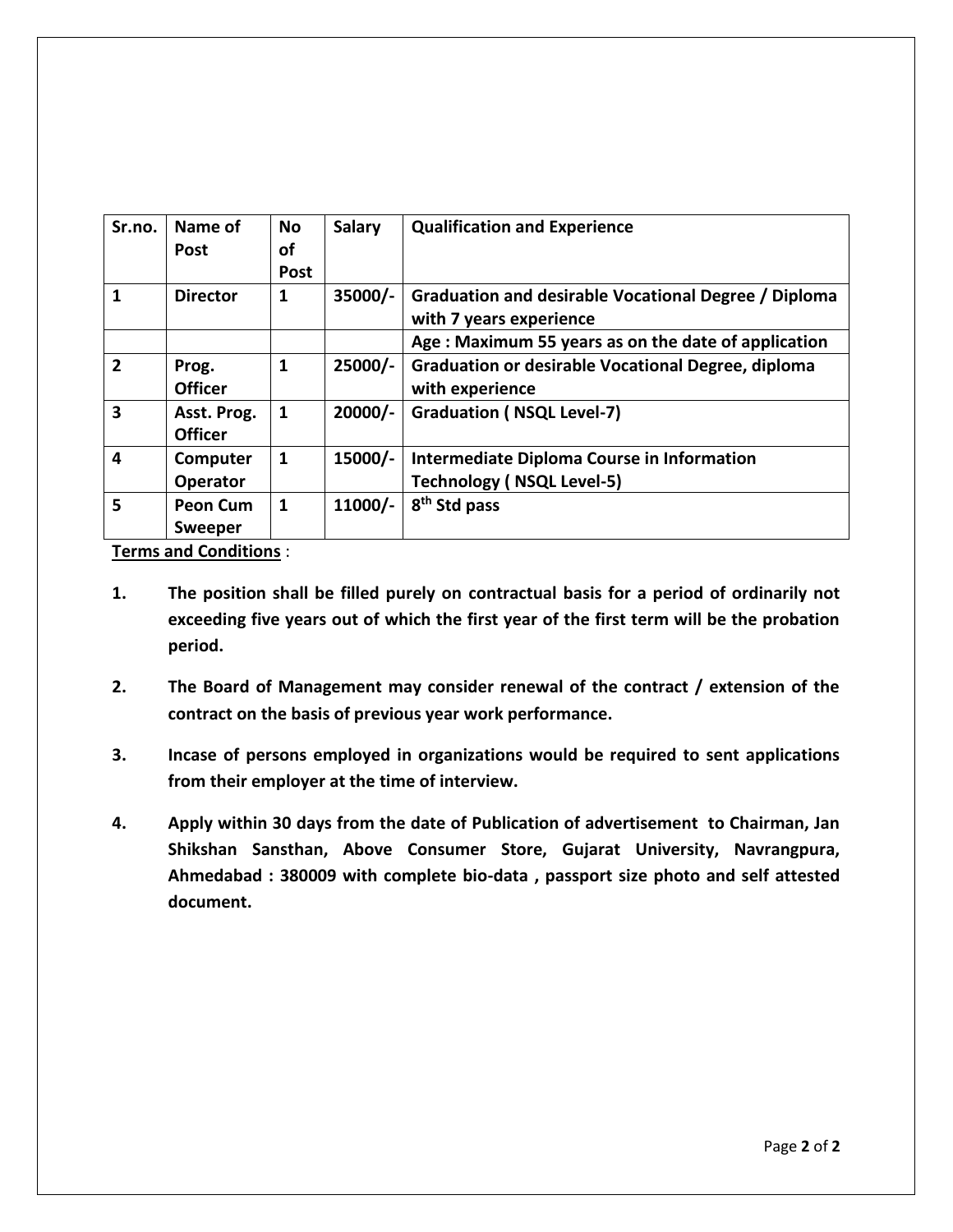| Sr.no. | Name of Post | No of Post | Salary | Qualification and Experience |
|---|---|---|---|---|
| 1 | Director | 1 | 35000/- | Graduation and desirable Vocational Degree / Diploma with 7 years experience |
| | | | | Age : Maximum 55 years as on the date of application |
| 2 | Prog. Officer | 1 | 25000/- | Graduation or desirable Vocational Degree, diploma with experience |
| 3 | Asst. Prog. Officer | 1 | 20000/- | Graduation ( NSQL Level-7) |
| 4 | Computer Operator | 1 | 15000/- | Intermediate Diploma Course in Information Technology ( NSQL Level-5) |
| 5 | Peon Cum Sweeper | 1 | 11000/- | 8th Std pass |

**Terms and Conditions** :

1. **The position shall be filled purely on contractual basis for a period of ordinarily not exceeding five years out of which the first year of the first term will be the probation period.**

2. **The Board of Management may consider renewal of the contract / extension of the contract on the basis of previous year work performance.**

3. **Incase of persons employed in organizations would be required to sent applications from their employer at the time of interview.**

4. **Apply within 30 days from the date of Publication of advertisement to Chairman, Jan Shikshan Sansthan, Above Consumer Store, Gujarat University, Navrangpura, Ahmedabad : 380009 with complete bio-data , passport size photo and self attested document.**